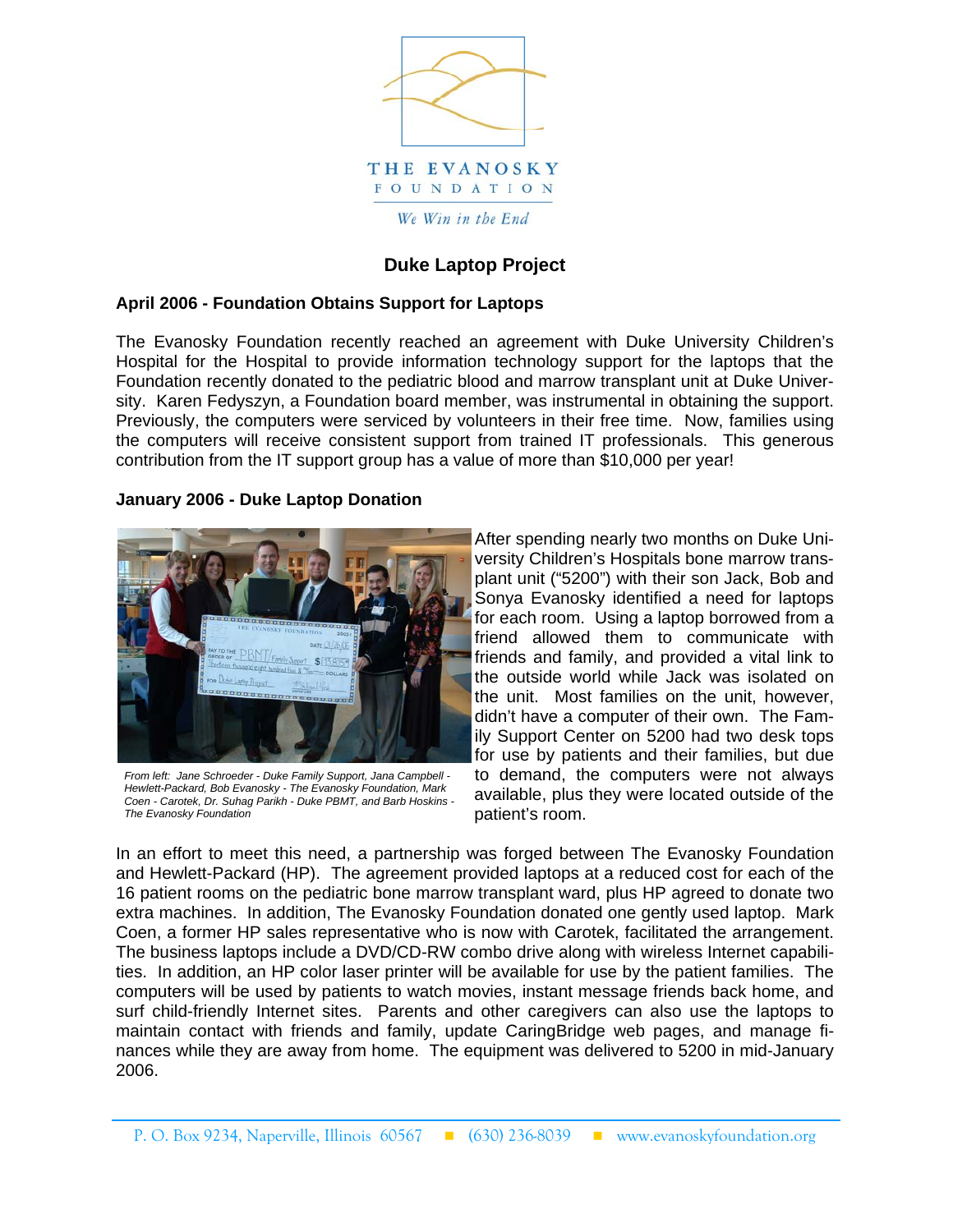THE EVANOSKY FOUNDATION

*We Win in the End*

# Duke Laptop Project

### April 2006 - Foundation Obtains Support for Laptops

The Evanosky Foundation recently reached an agreement with Duke University Children's Hospital for the Hospital to provide information technology support for the laptops that the Foundation recently donated to the pediatric blood and marrow transplant unit at Duke University. Karen Fedyszyn, a Foundation board member, was instrumental in obtaining the support. Previously, the computers were serviced by volunteers in their free time. Now, families using the computers will receive consistent support from trained IT professionals. This generous contribution from the IT support group has a value of more than $10,000 per year!

### January 2006 - Duke Laptop Donation

*From left: Jane Schroeder - Duke Family Support, Jana Campbell - Hewlett-Packard, Bob Evanosky - The Evanosky Foundation, Mark Coen - Carotek, Dr. Suhag Parikh - Duke PBMT, and Barb Hoskins - The Evanosky Foundation*

After spending nearly two months on Duke University Children's Hospitals bone marrow transplant unit ("5200") with their son Jack, Bob and Sonya Evanosky identified a need for laptops for each room. Using a laptop borrowed from a friend allowed them to communicate with friends and family, and provided a vital link to the outside world while Jack was isolated on the unit. Most families on the unit, however, didn't have a computer of their own. The Family Support Center on 5200 had two desk tops for use by patients and their families, but due to demand, the computers were not always available, plus they were located outside of the patient's room.

In an effort to meet this need, a partnership was forged between The Evanosky Foundation and Hewlett-Packard (HP). The agreement provided laptops at a reduced cost for each of the 16 patient rooms on the pediatric bone marrow transplant ward, plus HP agreed to donate two extra machines. In addition, The Evanosky Foundation donated one gently used laptop. Mark Coen, a former HP sales representative who is now with Carotek, facilitated the arrangement. The business laptops include a DVD/CD-RW combo drive along with wireless Internet capabilities. In addition, an HP color laser printer will be available for use by the patient families. The computers will be used by patients to watch movies, instant message friends back home, and surf child-friendly Internet sites. Parents and other caregivers can also use the laptops to maintain contact with friends and family, update CaringBridge web pages, and manage finances while they are away from home. The equipment was delivered to 5200 in mid-January 2006.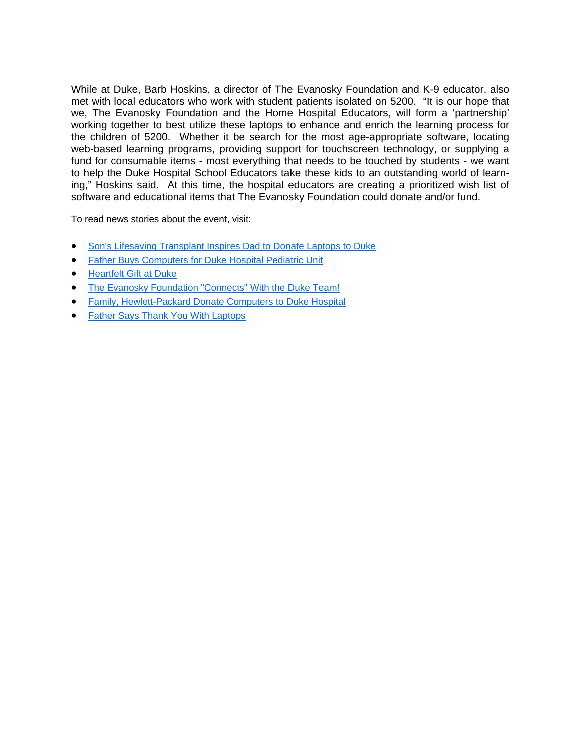While at Duke, Barb Hoskins, a director of The Evanosky Foundation and K-9 educator, also met with local educators who work with student patients isolated on 5200. "It is our hope that we, The Evanosky Foundation and the Home Hospital Educators, will form a 'partnership' working together to best utilize these laptops to enhance and enrich the learning process for the children of 5200. Whether it be search for the most age-appropriate software, locating web-based learning programs, providing support for touchscreen technology, or supplying a fund for consumable items - most everything that needs to be touched by students - we want to help the Duke Hospital School Educators take these kids to an outstanding world of learning," Hoskins said. At this time, the hospital educators are creating a prioritized wish list of software and educational items that The Evanosky Foundation could donate and/or fund.

To read news stories about the event, visit:

- Son's Lifesaving Transplant Inspires Dad to Donate Laptops to Duke
- Father Buys Computers for Duke Hospital Pediatric Unit
- Heartfelt Gift at Duke
- The Evanosky Foundation "Connects" With the Duke Team!
- Family, Hewlett-Packard Donate Computers to Duke Hospital
- Father Says Thank You With Laptops